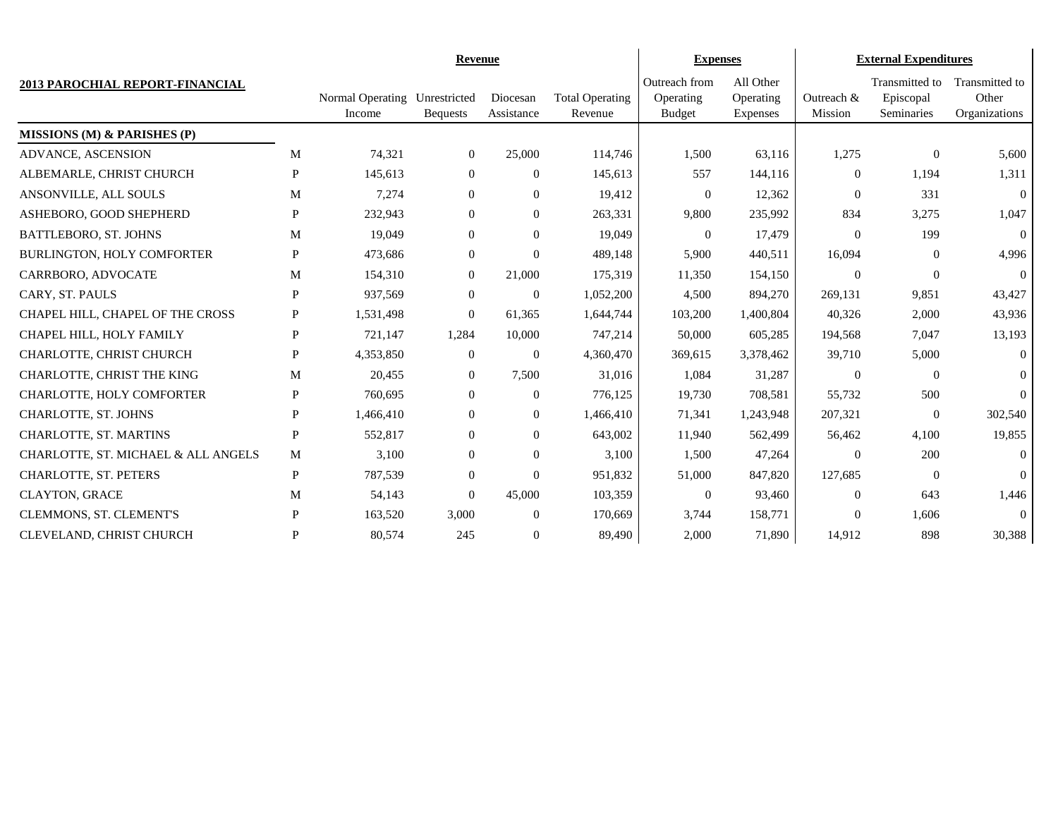| 2013 PAROCHIAL REPORT-FINANCIAL | | Revenue | | | | Expenses | | External Expenditures | | |
|---|---|---|---|---|---|---|---|---|---|---|
| MISSIONS (M) & PARISHES (P) | | Normal Operating Income | Unrestricted Bequests | Diocesan Assistance | Total Operating Revenue | Outreach from Operating Budget | All Other Operating Expenses | Outreach & Mission | Transmitted to Episcopal Seminaries | Transmitted to Other Organizations |
| ADVANCE, ASCENSION | M | 74,321 | 0 | 25,000 | 114,746 | 1,500 | 63,116 | 1,275 | 0 | 5,600 |
| ALBEMARLE, CHRIST CHURCH | P | 145,613 | 0 | 0 | 145,613 | 557 | 144,116 | 0 | 1,194 | 1,311 |
| ANSONVILLE, ALL SOULS | M | 7,274 | 0 | 0 | 19,412 | 0 | 12,362 | 0 | 331 | 0 |
| ASHEBORO, GOOD SHEPHERD | P | 232,943 | 0 | 0 | 263,331 | 9,800 | 235,992 | 834 | 3,275 | 1,047 |
| BATTLEBORO, ST. JOHNS | M | 19,049 | 0 | 0 | 19,049 | 0 | 17,479 | 0 | 199 | 0 |
| BURLINGTON, HOLY COMFORTER | P | 473,686 | 0 | 0 | 489,148 | 5,900 | 440,511 | 16,094 | 0 | 4,996 |
| CARRBORO, ADVOCATE | M | 154,310 | 0 | 21,000 | 175,319 | 11,350 | 154,150 | 0 | 0 | 0 |
| CARY, ST. PAULS | P | 937,569 | 0 | 0 | 1,052,200 | 4,500 | 894,270 | 269,131 | 9,851 | 43,427 |
| CHAPEL HILL, CHAPEL OF THE CROSS | P | 1,531,498 | 0 | 61,365 | 1,644,744 | 103,200 | 1,400,804 | 40,326 | 2,000 | 43,936 |
| CHAPEL HILL, HOLY FAMILY | P | 721,147 | 1,284 | 10,000 | 747,214 | 50,000 | 605,285 | 194,568 | 7,047 | 13,193 |
| CHARLOTTE, CHRIST CHURCH | P | 4,353,850 | 0 | 0 | 4,360,470 | 369,615 | 3,378,462 | 39,710 | 5,000 | 0 |
| CHARLOTTE, CHRIST THE KING | M | 20,455 | 0 | 7,500 | 31,016 | 1,084 | 31,287 | 0 | 0 | 0 |
| CHARLOTTE, HOLY COMFORTER | P | 760,695 | 0 | 0 | 776,125 | 19,730 | 708,581 | 55,732 | 500 | 0 |
| CHARLOTTE, ST. JOHNS | P | 1,466,410 | 0 | 0 | 1,466,410 | 71,341 | 1,243,948 | 207,321 | 0 | 302,540 |
| CHARLOTTE, ST. MARTINS | P | 552,817 | 0 | 0 | 643,002 | 11,940 | 562,499 | 56,462 | 4,100 | 19,855 |
| CHARLOTTE, ST. MICHAEL & ALL ANGELS | M | 3,100 | 0 | 0 | 3,100 | 1,500 | 47,264 | 0 | 200 | 0 |
| CHARLOTTE, ST. PETERS | P | 787,539 | 0 | 0 | 951,832 | 51,000 | 847,820 | 127,685 | 0 | 0 |
| CLAYTON, GRACE | M | 54,143 | 0 | 45,000 | 103,359 | 0 | 93,460 | 0 | 643 | 1,446 |
| CLEMMONS, ST. CLEMENT'S | P | 163,520 | 3,000 | 0 | 170,669 | 3,744 | 158,771 | 0 | 1,606 | 0 |
| CLEVELAND, CHRIST CHURCH | P | 80,574 | 245 | 0 | 89,490 | 2,000 | 71,890 | 14,912 | 898 | 30,388 |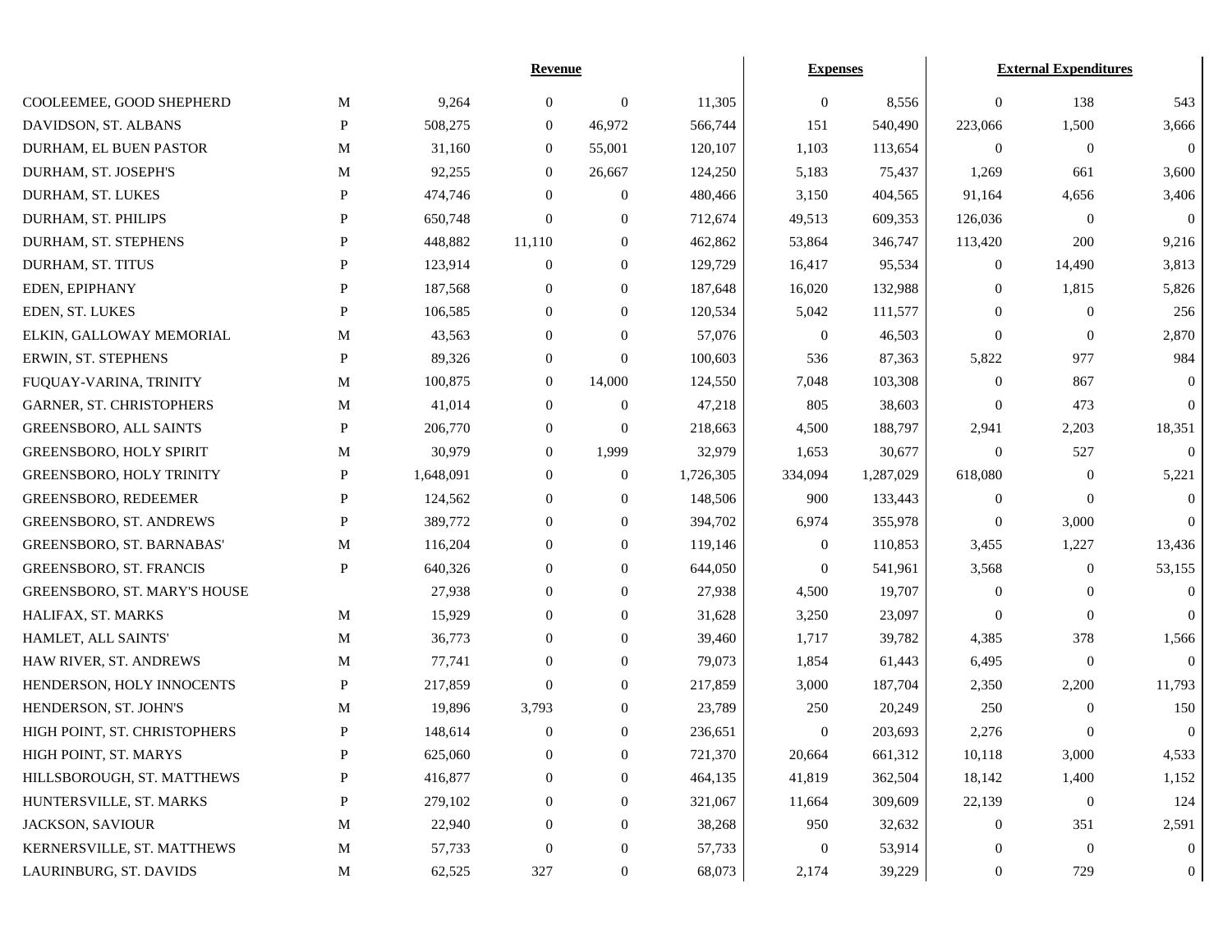| | | | Revenue | | | Expenses | | External Expenditures | | |
|---|---|---|---|---|---|---|---|---|---|---|
| COOLEEMEE, GOOD SHEPHERD | M | 9,264 | 0 | 0 | 11,305 | 0 | 8,556 | 0 | 138 | 543 |
| DAVIDSON, ST. ALBANS | P | 508,275 | 0 | 46,972 | 566,744 | 151 | 540,490 | 223,066 | 1,500 | 3,666 |
| DURHAM, EL BUEN PASTOR | M | 31,160 | 0 | 55,001 | 120,107 | 1,103 | 113,654 | 0 | 0 | 0 |
| DURHAM, ST. JOSEPH'S | M | 92,255 | 0 | 26,667 | 124,250 | 5,183 | 75,437 | 1,269 | 661 | 3,600 |
| DURHAM, ST. LUKES | P | 474,746 | 0 | 0 | 480,466 | 3,150 | 404,565 | 91,164 | 4,656 | 3,406 |
| DURHAM, ST. PHILIPS | P | 650,748 | 0 | 0 | 712,674 | 49,513 | 609,353 | 126,036 | 0 | 0 |
| DURHAM, ST. STEPHENS | P | 448,882 | 11,110 | 0 | 462,862 | 53,864 | 346,747 | 113,420 | 200 | 9,216 |
| DURHAM, ST. TITUS | P | 123,914 | 0 | 0 | 129,729 | 16,417 | 95,534 | 0 | 14,490 | 3,813 |
| EDEN, EPIPHANY | P | 187,568 | 0 | 0 | 187,648 | 16,020 | 132,988 | 0 | 1,815 | 5,826 |
| EDEN, ST. LUKES | P | 106,585 | 0 | 0 | 120,534 | 5,042 | 111,577 | 0 | 0 | 256 |
| ELKIN, GALLOWAY MEMORIAL | M | 43,563 | 0 | 0 | 57,076 | 0 | 46,503 | 0 | 0 | 2,870 |
| ERWIN, ST. STEPHENS | P | 89,326 | 0 | 0 | 100,603 | 536 | 87,363 | 5,822 | 977 | 984 |
| FUQUAY-VARINA, TRINITY | M | 100,875 | 0 | 14,000 | 124,550 | 7,048 | 103,308 | 0 | 867 | 0 |
| GARNER, ST. CHRISTOPHERS | M | 41,014 | 0 | 0 | 47,218 | 805 | 38,603 | 0 | 473 | 0 |
| GREENSBORO, ALL SAINTS | P | 206,770 | 0 | 0 | 218,663 | 4,500 | 188,797 | 2,941 | 2,203 | 18,351 |
| GREENSBORO, HOLY SPIRIT | M | 30,979 | 0 | 1,999 | 32,979 | 1,653 | 30,677 | 0 | 527 | 0 |
| GREENSBORO, HOLY TRINITY | P | 1,648,091 | 0 | 0 | 1,726,305 | 334,094 | 1,287,029 | 618,080 | 0 | 5,221 |
| GREENSBORO, REDEEMER | P | 124,562 | 0 | 0 | 148,506 | 900 | 133,443 | 0 | 0 | 0 |
| GREENSBORO, ST. ANDREWS | P | 389,772 | 0 | 0 | 394,702 | 6,974 | 355,978 | 0 | 3,000 | 0 |
| GREENSBORO, ST. BARNABAS' | M | 116,204 | 0 | 0 | 119,146 | 0 | 110,853 | 3,455 | 1,227 | 13,436 |
| GREENSBORO, ST. FRANCIS | P | 640,326 | 0 | 0 | 644,050 | 0 | 541,961 | 3,568 | 0 | 53,155 |
| GREENSBORO, ST. MARY'S HOUSE | | 27,938 | 0 | 0 | 27,938 | 4,500 | 19,707 | 0 | 0 | 0 |
| HALIFAX, ST. MARKS | M | 15,929 | 0 | 0 | 31,628 | 3,250 | 23,097 | 0 | 0 | 0 |
| HAMLET, ALL SAINTS' | M | 36,773 | 0 | 0 | 39,460 | 1,717 | 39,782 | 4,385 | 378 | 1,566 |
| HAW RIVER, ST. ANDREWS | M | 77,741 | 0 | 0 | 79,073 | 1,854 | 61,443 | 6,495 | 0 | 0 |
| HENDERSON, HOLY INNOCENTS | P | 217,859 | 0 | 0 | 217,859 | 3,000 | 187,704 | 2,350 | 2,200 | 11,793 |
| HENDERSON, ST. JOHN'S | M | 19,896 | 3,793 | 0 | 23,789 | 250 | 20,249 | 250 | 0 | 150 |
| HIGH POINT, ST. CHRISTOPHERS | P | 148,614 | 0 | 0 | 236,651 | 0 | 203,693 | 2,276 | 0 | 0 |
| HIGH POINT, ST. MARYS | P | 625,060 | 0 | 0 | 721,370 | 20,664 | 661,312 | 10,118 | 3,000 | 4,533 |
| HILLSBOROUGH, ST. MATTHEWS | P | 416,877 | 0 | 0 | 464,135 | 41,819 | 362,504 | 18,142 | 1,400 | 1,152 |
| HUNTERSVILLE, ST. MARKS | P | 279,102 | 0 | 0 | 321,067 | 11,664 | 309,609 | 22,139 | 0 | 124 |
| JACKSON, SAVIOUR | M | 22,940 | 0 | 0 | 38,268 | 950 | 32,632 | 0 | 351 | 2,591 |
| KERNERSVILLE, ST. MATTHEWS | M | 57,733 | 0 | 0 | 57,733 | 0 | 53,914 | 0 | 0 | 0 |
| LAURINBURG, ST. DAVIDS | M | 62,525 | 327 | 0 | 68,073 | 2,174 | 39,229 | 0 | 729 | 0 |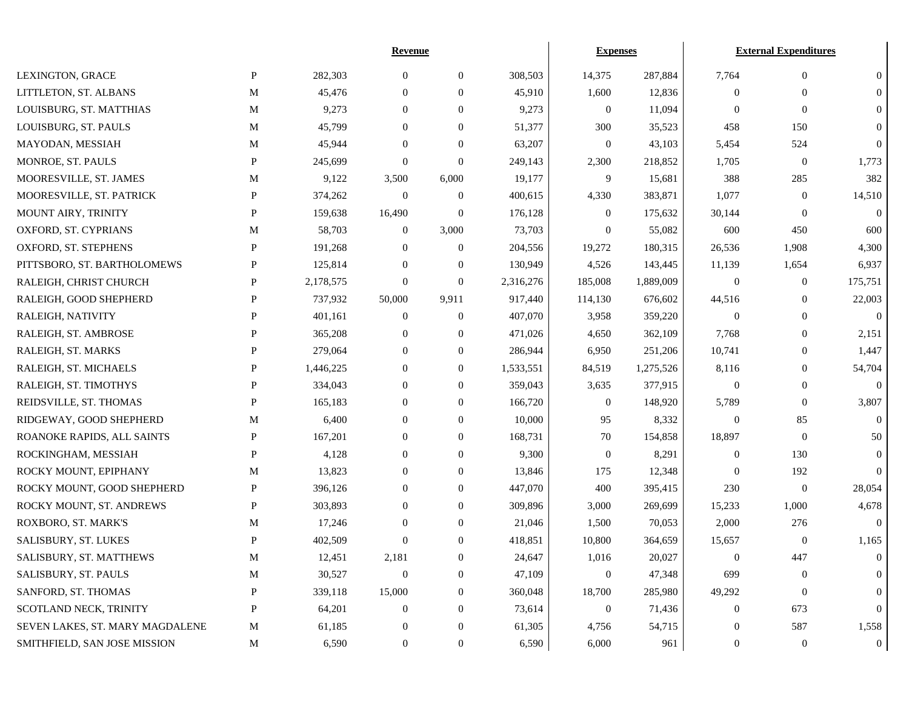| | | Revenue | | | | Expenses | | External Expenditures | | |
|---|---|---|---|---|---|---|---|---|---|---|
| LEXINGTON, GRACE | P | 282,303 | 0 | 0 | 308,503 | 14,375 | 287,884 | 7,764 | 0 | 0 |
| LITTLETON, ST. ALBANS | M | 45,476 | 0 | 0 | 45,910 | 1,600 | 12,836 | 0 | 0 | 0 |
| LOUISBURG, ST. MATTHIAS | M | 9,273 | 0 | 0 | 9,273 | 0 | 11,094 | 0 | 0 | 0 |
| LOUISBURG, ST. PAULS | M | 45,799 | 0 | 0 | 51,377 | 300 | 35,523 | 458 | 150 | 0 |
| MAYODAN, MESSIAH | M | 45,944 | 0 | 0 | 63,207 | 0 | 43,103 | 5,454 | 524 | 0 |
| MONROE, ST. PAULS | P | 245,699 | 0 | 0 | 249,143 | 2,300 | 218,852 | 1,705 | 0 | 1,773 |
| MOORESVILLE, ST. JAMES | M | 9,122 | 3,500 | 6,000 | 19,177 | 9 | 15,681 | 388 | 285 | 382 |
| MOORESVILLE, ST. PATRICK | P | 374,262 | 0 | 0 | 400,615 | 4,330 | 383,871 | 1,077 | 0 | 14,510 |
| MOUNT AIRY, TRINITY | P | 159,638 | 16,490 | 0 | 176,128 | 0 | 175,632 | 30,144 | 0 | 0 |
| OXFORD, ST. CYPRIANS | M | 58,703 | 0 | 3,000 | 73,703 | 0 | 55,082 | 600 | 450 | 600 |
| OXFORD, ST. STEPHENS | P | 191,268 | 0 | 0 | 204,556 | 19,272 | 180,315 | 26,536 | 1,908 | 4,300 |
| PITTSBORO, ST. BARTHOLOMEWS | P | 125,814 | 0 | 0 | 130,949 | 4,526 | 143,445 | 11,139 | 1,654 | 6,937 |
| RALEIGH, CHRIST CHURCH | P | 2,178,575 | 0 | 0 | 2,316,276 | 185,008 | 1,889,009 | 0 | 0 | 175,751 |
| RALEIGH, GOOD SHEPHERD | P | 737,932 | 50,000 | 9,911 | 917,440 | 114,130 | 676,602 | 44,516 | 0 | 22,003 |
| RALEIGH, NATIVITY | P | 401,161 | 0 | 0 | 407,070 | 3,958 | 359,220 | 0 | 0 | 0 |
| RALEIGH, ST. AMBROSE | P | 365,208 | 0 | 0 | 471,026 | 4,650 | 362,109 | 7,768 | 0 | 2,151 |
| RALEIGH, ST. MARKS | P | 279,064 | 0 | 0 | 286,944 | 6,950 | 251,206 | 10,741 | 0 | 1,447 |
| RALEIGH, ST. MICHAELS | P | 1,446,225 | 0 | 0 | 1,533,551 | 84,519 | 1,275,526 | 8,116 | 0 | 54,704 |
| RALEIGH, ST. TIMOTHYS | P | 334,043 | 0 | 0 | 359,043 | 3,635 | 377,915 | 0 | 0 | 0 |
| REIDSVILLE, ST. THOMAS | P | 165,183 | 0 | 0 | 166,720 | 0 | 148,920 | 5,789 | 0 | 3,807 |
| RIDGEWAY, GOOD SHEPHERD | M | 6,400 | 0 | 0 | 10,000 | 95 | 8,332 | 0 | 85 | 0 |
| ROANOKE RAPIDS, ALL SAINTS | P | 167,201 | 0 | 0 | 168,731 | 70 | 154,858 | 18,897 | 0 | 50 |
| ROCKINGHAM, MESSIAH | P | 4,128 | 0 | 0 | 9,300 | 0 | 8,291 | 0 | 130 | 0 |
| ROCKY MOUNT, EPIPHANY | M | 13,823 | 0 | 0 | 13,846 | 175 | 12,348 | 0 | 192 | 0 |
| ROCKY MOUNT, GOOD SHEPHERD | P | 396,126 | 0 | 0 | 447,070 | 400 | 395,415 | 230 | 0 | 28,054 |
| ROCKY MOUNT, ST. ANDREWS | P | 303,893 | 0 | 0 | 309,896 | 3,000 | 269,699 | 15,233 | 1,000 | 4,678 |
| ROXBORO, ST. MARK'S | M | 17,246 | 0 | 0 | 21,046 | 1,500 | 70,053 | 2,000 | 276 | 0 |
| SALISBURY, ST. LUKES | P | 402,509 | 0 | 0 | 418,851 | 10,800 | 364,659 | 15,657 | 0 | 1,165 |
| SALISBURY, ST. MATTHEWS | M | 12,451 | 2,181 | 0 | 24,647 | 1,016 | 20,027 | 0 | 447 | 0 |
| SALISBURY, ST. PAULS | M | 30,527 | 0 | 0 | 47,109 | 0 | 47,348 | 699 | 0 | 0 |
| SANFORD, ST. THOMAS | P | 339,118 | 15,000 | 0 | 360,048 | 18,700 | 285,980 | 49,292 | 0 | 0 |
| SCOTLAND NECK, TRINITY | P | 64,201 | 0 | 0 | 73,614 | 0 | 71,436 | 0 | 673 | 0 |
| SEVEN LAKES, ST. MARY MAGDALENE | M | 61,185 | 0 | 0 | 61,305 | 4,756 | 54,715 | 0 | 587 | 1,558 |
| SMITHFIELD, SAN JOSE MISSION | M | 6,590 | 0 | 0 | 6,590 | 6,000 | 961 | 0 | 0 | 0 |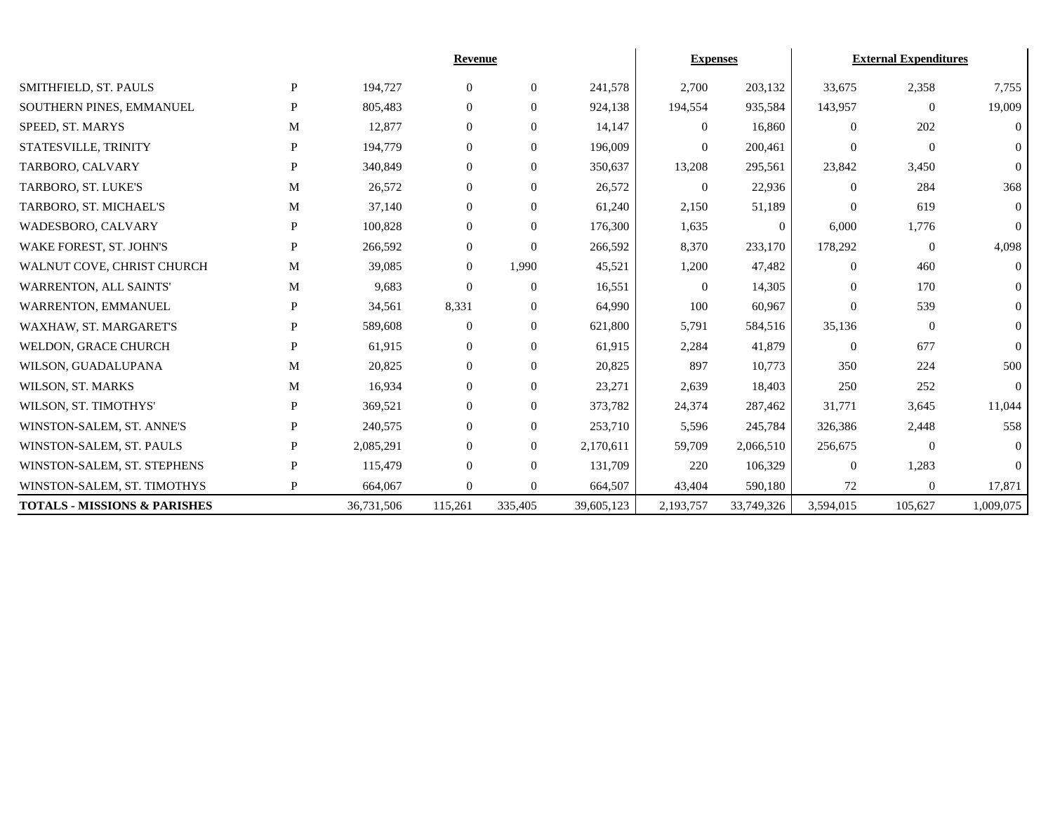| | | Revenue | | | | Expenses | | External Expenditures | | |
|---|---|---|---|---|---|---|---|---|---|---|
| SMITHFIELD, ST. PAULS | P | 194,727 | 0 | 0 | 241,578 | 2,700 | 203,132 | 33,675 | 2,358 | 7,755 |
| SOUTHERN PINES, EMMANUEL | P | 805,483 | 0 | 0 | 924,138 | 194,554 | 935,584 | 143,957 | 0 | 19,009 |
| SPEED, ST. MARYS | M | 12,877 | 0 | 0 | 14,147 | 0 | 16,860 | 0 | 202 | 0 |
| STATESVILLE, TRINITY | P | 194,779 | 0 | 0 | 196,009 | 0 | 200,461 | 0 | 0 | 0 |
| TARBORO, CALVARY | P | 340,849 | 0 | 0 | 350,637 | 13,208 | 295,561 | 23,842 | 3,450 | 0 |
| TARBORO, ST. LUKE'S | M | 26,572 | 0 | 0 | 26,572 | 0 | 22,936 | 0 | 284 | 368 |
| TARBORO, ST. MICHAEL'S | M | 37,140 | 0 | 0 | 61,240 | 2,150 | 51,189 | 0 | 619 | 0 |
| WADESBORO, CALVARY | P | 100,828 | 0 | 0 | 176,300 | 1,635 | 0 | 6,000 | 1,776 | 0 |
| WAKE FOREST, ST. JOHN'S | P | 266,592 | 0 | 0 | 266,592 | 8,370 | 233,170 | 178,292 | 0 | 4,098 |
| WALNUT COVE, CHRIST CHURCH | M | 39,085 | 0 | 1,990 | 45,521 | 1,200 | 47,482 | 0 | 460 | 0 |
| WARRENTON, ALL SAINTS' | M | 9,683 | 0 | 0 | 16,551 | 0 | 14,305 | 0 | 170 | 0 |
| WARRENTON, EMMANUEL | P | 34,561 | 8,331 | 0 | 64,990 | 100 | 60,967 | 0 | 539 | 0 |
| WAXHAW, ST. MARGARET'S | P | 589,608 | 0 | 0 | 621,800 | 5,791 | 584,516 | 35,136 | 0 | 0 |
| WELDON, GRACE CHURCH | P | 61,915 | 0 | 0 | 61,915 | 2,284 | 41,879 | 0 | 677 | 0 |
| WILSON, GUADALUPANA | M | 20,825 | 0 | 0 | 20,825 | 897 | 10,773 | 350 | 224 | 500 |
| WILSON, ST. MARKS | M | 16,934 | 0 | 0 | 23,271 | 2,639 | 18,403 | 250 | 252 | 0 |
| WILSON, ST. TIMOTHYS' | P | 369,521 | 0 | 0 | 373,782 | 24,374 | 287,462 | 31,771 | 3,645 | 11,044 |
| WINSTON-SALEM, ST. ANNE'S | P | 240,575 | 0 | 0 | 253,710 | 5,596 | 245,784 | 326,386 | 2,448 | 558 |
| WINSTON-SALEM, ST. PAULS | P | 2,085,291 | 0 | 0 | 2,170,611 | 59,709 | 2,066,510 | 256,675 | 0 | 0 |
| WINSTON-SALEM, ST. STEPHENS | P | 115,479 | 0 | 0 | 131,709 | 220 | 106,329 | 0 | 1,283 | 0 |
| WINSTON-SALEM, ST. TIMOTHYS | P | 664,067 | 0 | 0 | 664,507 | 43,404 | 590,180 | 72 | 0 | 17,871 |
| **TOTALS - MISSIONS & PARISHES** | | 36,731,506 | 115,261 | 335,405 | 39,605,123 | 2,193,757 | 33,749,326 | 3,594,015 | 105,627 | 1,009,075 |